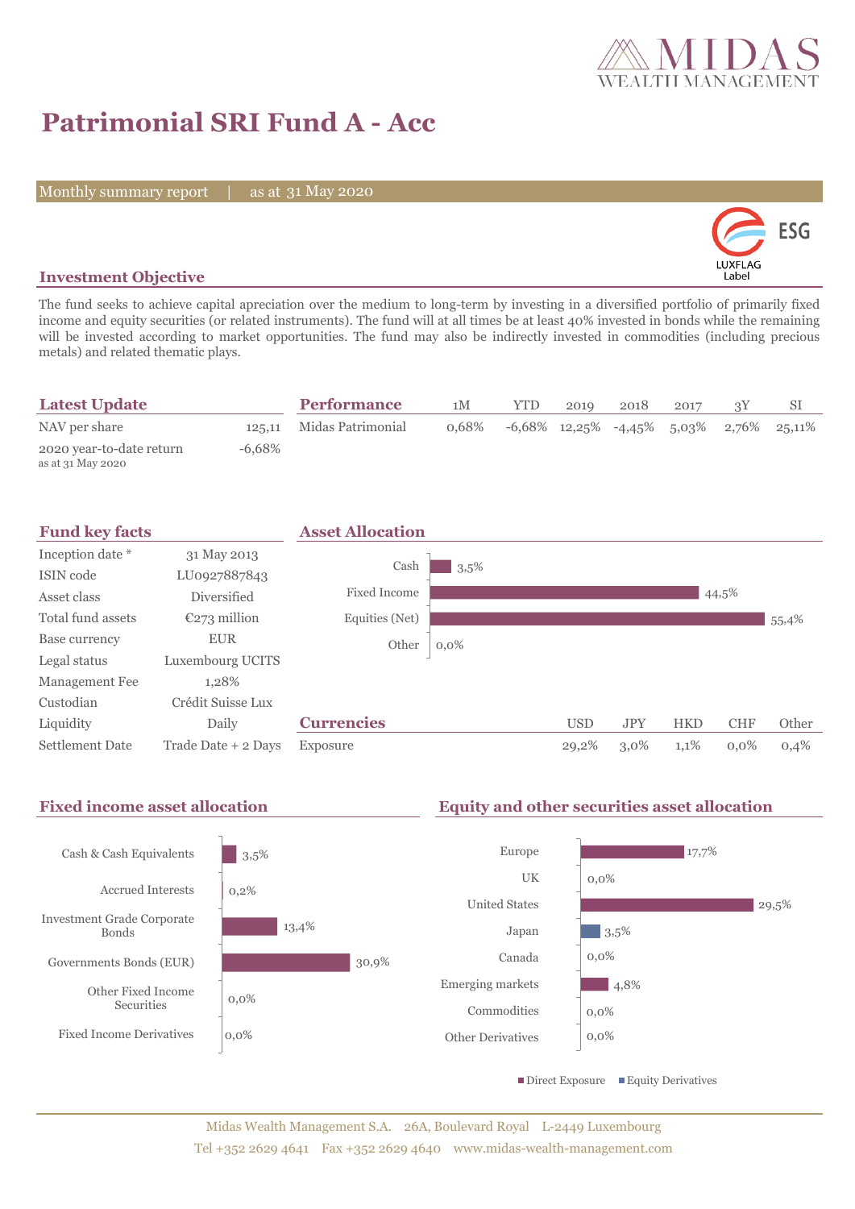# Patrimonial SRI Fund A - Acc

Monthly summary report | as at 31 May 2020

ESG LUXFLAG Label

## Investment Objective

The fund seeks to achieve capital apreciation over the medium to long-term by investing in a diversified portfolio of primarily fixed income and equity securities (or related instruments). The fund will at all times be at least 40% invested in bonds while the remaining will be invested according to market opportunities. The fund may also be indirectly invested in commodities (including precious metals) and related thematic plays.

## Latest Update

| | |
|---|---|
| NAV per share | 125,11 |
| 2020 year-to-date return (as at 31 May 2020) | -6,68% |

## Performance

| | 1M | YTD | 2019 | 2018 | 2017 | 3Y | SI |
|---|---|---|---|---|---|---|---|
| Midas Patrimonial | 0,68% | -6,68% | 12,25% | -4,45% | 5,03% | 2,76% | 25,11% |

## Fund key facts

| | |
|---|---|
| Inception date * | 31 May 2013 |
| ISIN code | LU0927887843 |
| Asset class | Diversified |
| Total fund assets | €273 million |
| Base currency | EUR |
| Legal status | Luxembourg UCITS |
| Management Fee | 1,28% |
| Custodian | Crédit Suisse Lux |
| Liquidity | Daily |
| Settlement Date | Trade Date + 2 Days |

## Asset Allocation

| | |
|---|---|
| Cash | 3,5% |
| Fixed Income | 44,5% |
| Equities (Net) | 55,4% |
| Other | 0,0% |

## Currencies

| | USD | JPY | HKD | CHF | Other |
|---|---|---|---|---|---|
| Exposure | 29,2% | 3,0% | 1,1% | 0,0% | 0,4% |

## Fixed income asset allocation

| | |
|---|---|
| Cash & Cash Equivalents | 3,5% |
| Accrued Interests | 0,2% |
| Investment Grade Corporate Bonds | 13,4% |
| Governments Bonds (EUR) | 30,9% |
| Other Fixed Income Securities | 0,0% |
| Fixed Income Derivatives | 0,0% |

## Equity and other securities asset allocation

| | |
|---|---|
| Europe | 17,7% |
| UK | 0,0% |
| United States | 29,5% |
| Japan | 3,5% |
| Canada | 0,0% |
| Emerging markets | 4,8% |
| Commodities | 0,0% |
| Other Derivatives | 0,0% |

Direct Exposure | Equity Derivatives

Midas Wealth Management S.A. 26A, Boulevard Royal L-2449 Luxembourg
Tel +352 2629 4641 Fax +352 2629 4640 www.midas-wealth-management.com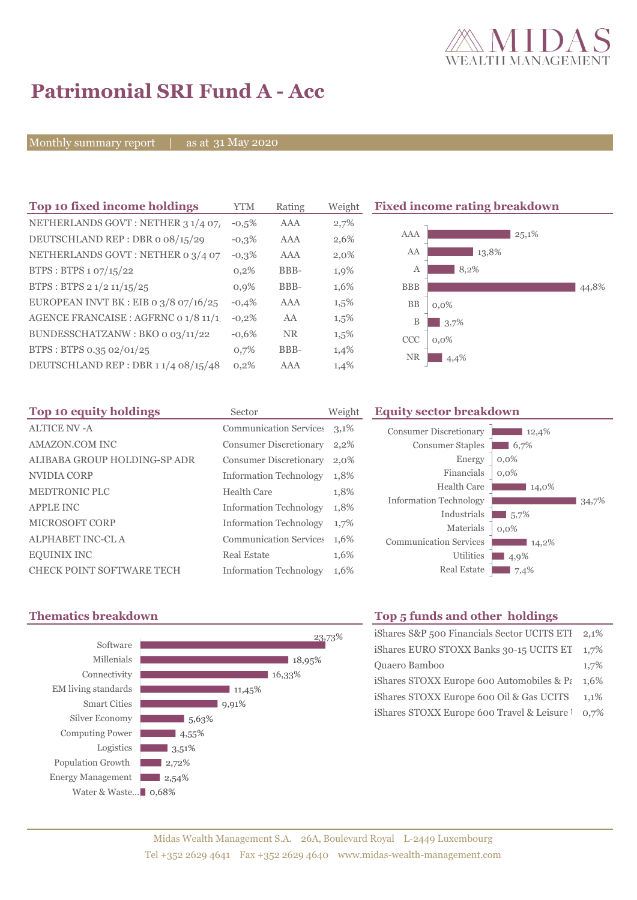# Patrimonial SRI Fund A - Acc

Monthly summary report | as at 31 May 2020

## Top 10 fixed income holdings

| Top 10 fixed income holdings | YTM | Rating | Weight |
|---|---|---|---|
| NETHERLANDS GOVT : NETHER 3 1/4 07/ | -0,5% | AAA | 2,7% |
| DEUTSCHLAND REP : DBR 0 08/15/29 | -0,3% | AAA | 2,6% |
| NETHERLANDS GOVT : NETHER 0 3/4 07 | -0,3% | AAA | 2,0% |
| BTPS : BTPS 1 07/15/22 | 0,2% | BBB- | 1,9% |
| BTPS : BTPS 2 1/2 11/15/25 | 0,9% | BBB- | 1,6% |
| EUROPEAN INVT BK : EIB 0 3/8 07/16/25 | -0,4% | AAA | 1,5% |
| AGENCE FRANCAISE : AGFRNC 0 1/8 11/1 | -0,2% | AA | 1,5% |
| BUNDESSCHATZANW : BKO 0 03/11/22 | -0,6% | NR | 1,5% |
| BTPS : BTPS 0.35 02/01/25 | 0,7% | BBB- | 1,4% |
| DEUTSCHLAND REP : DBR 1 1/4 08/15/48 | 0,2% | AAA | 1,4% |

## Fixed income rating breakdown

| Rating | Weight |
|---|---|
| AAA | 25,1% |
| AA | 13,8% |
| A | 8,2% |
| BBB | 44,8% |
| BB | 0,0% |
| B | 3,7% |
| CCC | 0,0% |
| NR | 4,4% |

## Top 10 equity holdings

| Top 10 equity holdings | Sector | Weight |
|---|---|---|
| ALTICE NV -A | Communication Services | 3,1% |
| AMAZON.COM INC | Consumer Discretionary | 2,2% |
| ALIBABA GROUP HOLDING-SP ADR | Consumer Discretionary | 2,0% |
| NVIDIA CORP | Information Technology | 1,8% |
| MEDTRONIC PLC | Health Care | 1,8% |
| APPLE INC | Information Technology | 1,8% |
| MICROSOFT CORP | Information Technology | 1,7% |
| ALPHABET INC-CL A | Communication Services | 1,6% |
| EQUINIX INC | Real Estate | 1,6% |
| CHECK POINT SOFTWARE TECH | Information Technology | 1,6% |

## Equity sector breakdown

| Sector | Weight |
|---|---|
| Consumer Discretionary | 12,4% |
| Consumer Staples | 6,7% |
| Energy | 0,0% |
| Financials | 0,0% |
| Health Care | 14,0% |
| Information Technology | 34,7% |
| Industrials | 5,7% |
| Materials | 0,0% |
| Communication Services | 14,2% |
| Utilities | 4,9% |
| Real Estate | 7,4% |

## Thematics breakdown

| Thematic | Weight |
|---|---|
| Software | 23,73% |
| Millenials | 18,95% |
| Connectivity | 16,33% |
| EM living standards | 11,45% |
| Smart Cities | 9,91% |
| Silver Economy | 5,63% |
| Computing Power | 4,55% |
| Logistics | 3,51% |
| Population Growth | 2,72% |
| Energy Management | 2,54% |
| Water & Waste... | 0,68% |

## Top 5 funds and other holdings

| Holding | Weight |
|---|---|
| iShares S&P 500 Financials Sector UCITS ETF | 2,1% |
| iShares EURO STOXX Banks 30-15 UCITS ET | 1,7% |
| Quaero Bamboo | 1,7% |
| iShares STOXX Europe 600 Automobiles & Pa | 1,6% |
| iShares STOXX Europe 600 Oil & Gas UCITS | 1,1% |
| iShares STOXX Europe 600 Travel & Leisure | 0,7% |

Midas Wealth Management S.A. 26A, Boulevard Royal L-2449 Luxembourg
Tel +352 2629 4641 Fax +352 2629 4640 www.midas-wealth-management.com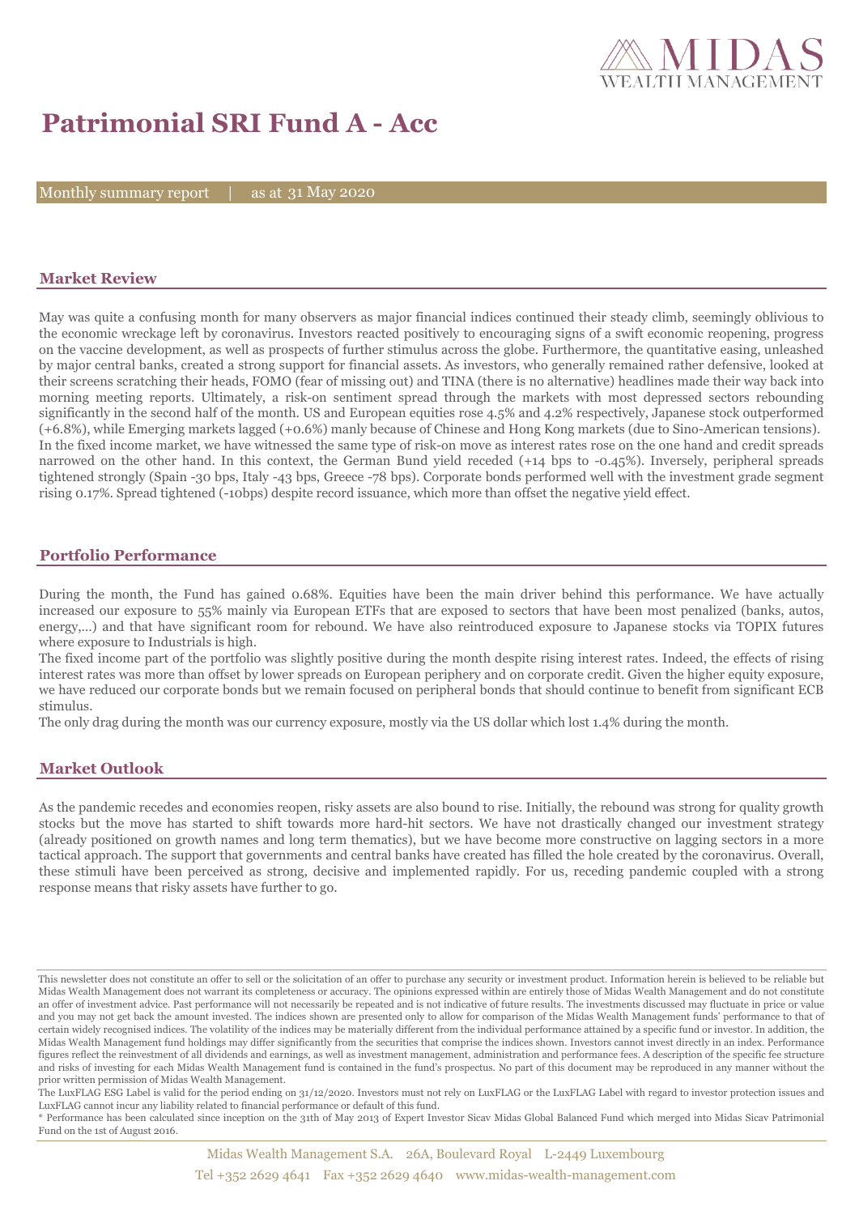# Patrimonial SRI Fund A - Acc

Monthly summary report | as at 31 May 2020

## Market Review

May was quite a confusing month for many observers as major financial indices continued their steady climb, seemingly oblivious to the economic wreckage left by coronavirus. Investors reacted positively to encouraging signs of a swift economic reopening, progress on the vaccine development, as well as prospects of further stimulus across the globe. Furthermore, the quantitative easing, unleashed by major central banks, created a strong support for financial assets. As investors, who generally remained rather defensive, looked at their screens scratching their heads, FOMO (fear of missing out) and TINA (there is no alternative) headlines made their way back into morning meeting reports. Ultimately, a risk-on sentiment spread through the markets with most depressed sectors rebounding significantly in the second half of the month. US and European equities rose 4.5% and 4.2% respectively, Japanese stock outperformed (+6.8%), while Emerging markets lagged (+0.6%) manly because of Chinese and Hong Kong markets (due to Sino-American tensions). In the fixed income market, we have witnessed the same type of risk-on move as interest rates rose on the one hand and credit spreads narrowed on the other hand. In this context, the German Bund yield receded (+14 bps to -0.45%). Inversely, peripheral spreads tightened strongly (Spain -30 bps, Italy -43 bps, Greece -78 bps). Corporate bonds performed well with the investment grade segment rising 0.17%. Spread tightened (-10bps) despite record issuance, which more than offset the negative yield effect.

## Portfolio Performance

During the month, the Fund has gained 0.68%. Equities have been the main driver behind this performance. We have actually increased our exposure to 55% mainly via European ETFs that are exposed to sectors that have been most penalized (banks, autos, energy,…) and that have significant room for rebound. We have also reintroduced exposure to Japanese stocks via TOPIX futures where exposure to Industrials is high.

The fixed income part of the portfolio was slightly positive during the month despite rising interest rates. Indeed, the effects of rising interest rates was more than offset by lower spreads on European periphery and on corporate credit. Given the higher equity exposure, we have reduced our corporate bonds but we remain focused on peripheral bonds that should continue to benefit from significant ECB stimulus.

The only drag during the month was our currency exposure, mostly via the US dollar which lost 1.4% during the month.

## Market Outlook

As the pandemic recedes and economies reopen, risky assets are also bound to rise. Initially, the rebound was strong for quality growth stocks but the move has started to shift towards more hard-hit sectors. We have not drastically changed our investment strategy (already positioned on growth names and long term thematics), but we have become more constructive on lagging sectors in a more tactical approach. The support that governments and central banks have created has filled the hole created by the coronavirus. Overall, these stimuli have been perceived as strong, decisive and implemented rapidly. For us, receding pandemic coupled with a strong response means that risky assets have further to go.

This newsletter does not constitute an offer to sell or the solicitation of an offer to purchase any security or investment product. Information herein is believed to be reliable but Midas Wealth Management does not warrant its completeness or accuracy. The opinions expressed within are entirely those of Midas Wealth Management and do not constitute an offer of investment advice. Past performance will not necessarily be repeated and is not indicative of future results. The investments discussed may fluctuate in price or value and you may not get back the amount invested. The indices shown are presented only to allow for comparison of the Midas Wealth Management funds' performance to that of certain widely recognised indices. The volatility of the indices may be materially different from the individual performance attained by a specific fund or investor. In addition, the Midas Wealth Management fund holdings may differ significantly from the securities that comprise the indices shown. Investors cannot invest directly in an index. Performance figures reflect the reinvestment of all dividends and earnings, as well as investment management, administration and performance fees. A description of the specific fee structure and risks of investing for each Midas Wealth Management fund is contained in the fund's prospectus. No part of this document may be reproduced in any manner without the prior written permission of Midas Wealth Management.

The LuxFLAG ESG Label is valid for the period ending on 31/12/2020. Investors must not rely on LuxFLAG or the LuxFLAG Label with regard to investor protection issues and LuxFLAG cannot incur any liability related to financial performance or default of this fund.

\* Performance has been calculated since inception on the 31th of May 2013 of Expert Investor Sicav Midas Global Balanced Fund which merged into Midas Sicav Patrimonial Fund on the 1st of August 2016.

Midas Wealth Management S.A. 26A, Boulevard Royal L-2449 Luxembourg

Tel +352 2629 4641 Fax +352 2629 4640 www.midas-wealth-management.com